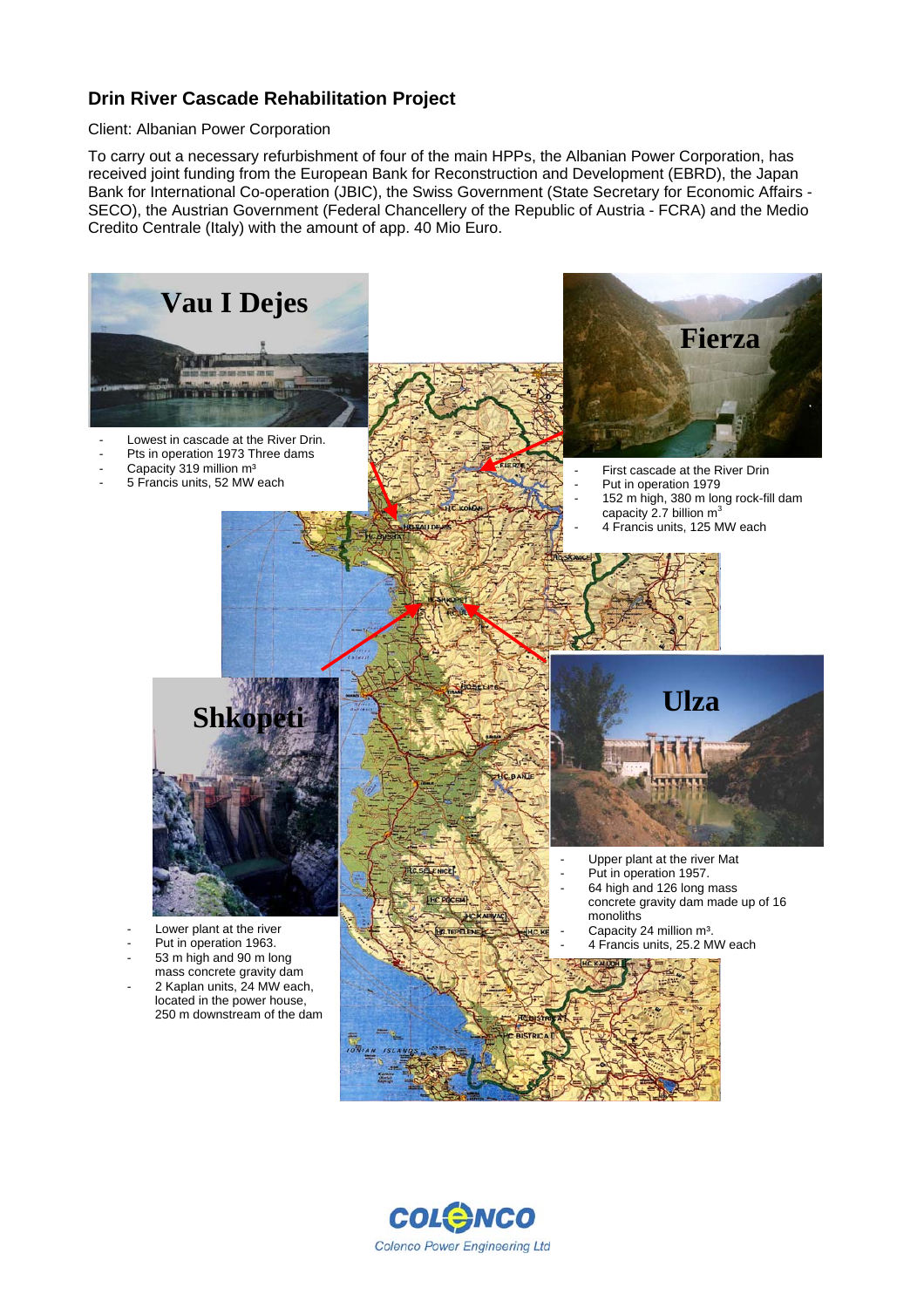## Drin River Cascade Rehabilitation Project

Client: Albanian Power Corporation

To carry out a necessary refurbishment of four of the main HPPs, the Albanian Power Corporation, has received joint funding from the European Bank for Reconstruction and Development (EBRD), the Japan Bank for International Co-operation (JBIC), the Swiss Government (State Secretary for Economic Affairs - SECO), the Austrian Government (Federal Chancellery of the Republic of Austria - FCRA) and the Medio Credito Centrale (Italy) with the amount of app. 40 Mio Euro.

### Vau I Dejes

- Lowest in cascade at the River Drin.
- Pts in operation 1973 Three dams
- Capacity 319 million m³
- 5 Francis units, 52 MW each

### Fierza

- First cascade at the River Drin
- Put in operation 1979
- 152 m high, 380 m long rock-fill dam capacity 2.7 billion m³
- 4 Francis units, 125 MW each

### Shkopeti

- Lower plant at the river
- Put in operation 1963.
- 53 m high and 90 m long mass concrete gravity dam
- 2 Kaplan units, 24 MW each, located in the power house, 250 m downstream of the dam

### Ulza

- Upper plant at the river Mat
- Put in operation 1957.
- 64 high and 126 long mass concrete gravity dam made up of 16 monoliths
- Capacity 24 million m³.
- 4 Francis units, 25.2 MW each

COLENCO
Colenco Power Engineering Ltd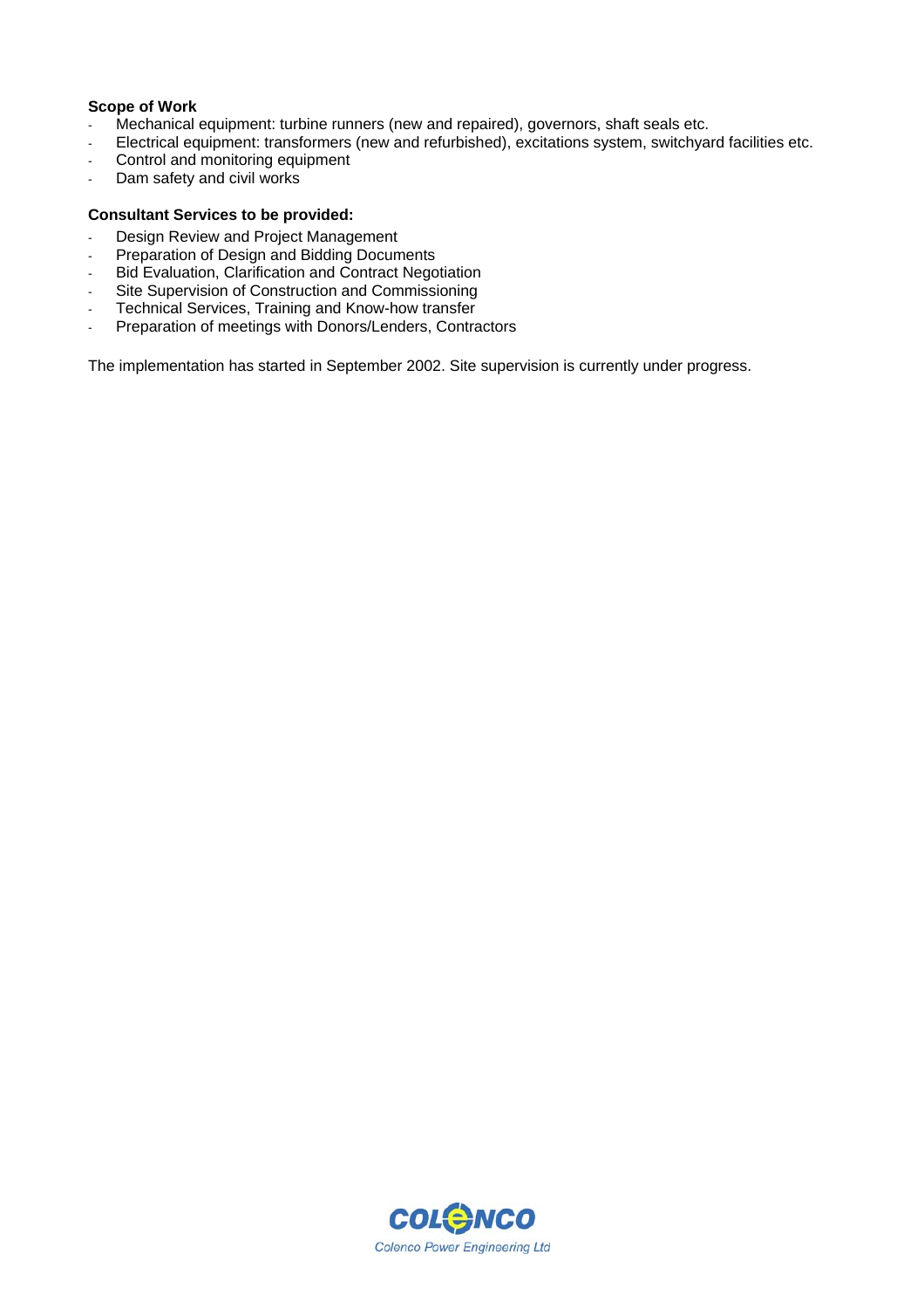**Scope of Work**

- Mechanical equipment: turbine runners (new and repaired), governors, shaft seals etc.
- Electrical equipment: transformers (new and refurbished), excitations system, switchyard facilities etc.
- Control and monitoring equipment
- Dam safety and civil works

**Consultant Services to be provided:**

- Design Review and Project Management
- Preparation of Design and Bidding Documents
- Bid Evaluation, Clarification and Contract Negotiation
- Site Supervision of Construction and Commissioning
- Technical Services, Training and Know-how transfer
- Preparation of meetings with Donors/Lenders, Contractors

The implementation has started in September 2002. Site supervision is currently under progress.